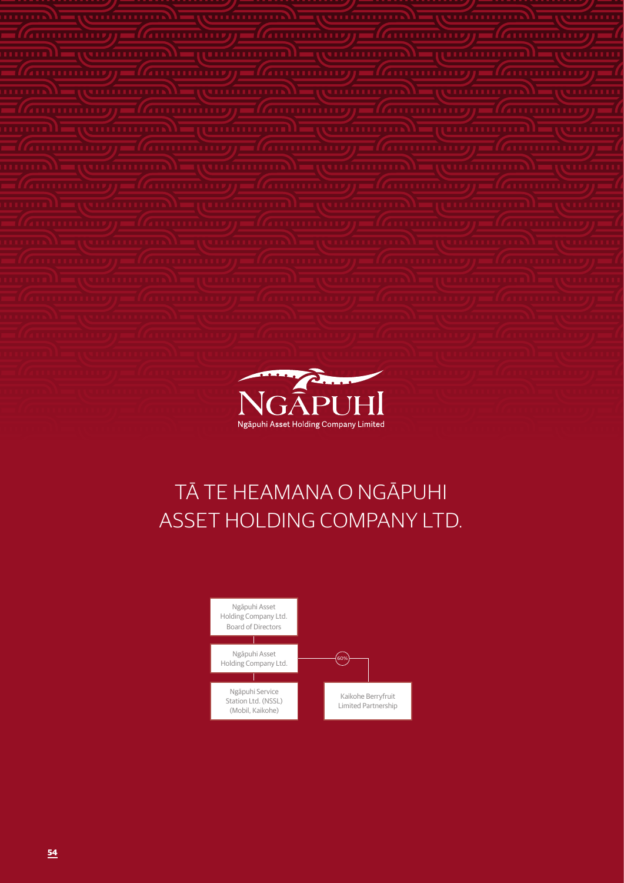Ngāpuhi Asset Holding Company Limited

# TĀ TE HEAMANA O NGĀPUHI ASSET HOLDING COMPANY LTD.

Ngāpuhi Asset Holding Company Ltd. Board of Directors

Ngāpuhi Asset Holding Company Ltd.

60%

Ngāpuhi Service Station Ltd. (NSSL) (Mobil, Kaikohe)

Kaikohe Berryfruit Limited Partnership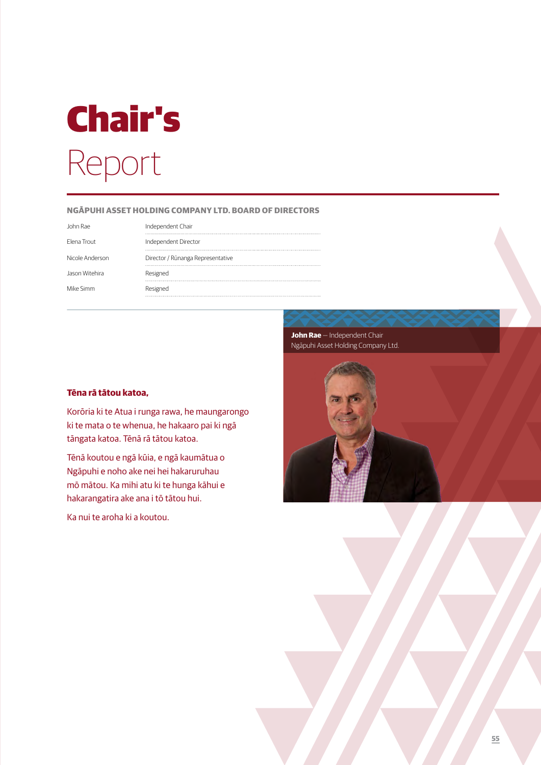# Chair's Report

## NGĀPUHI ASSET HOLDING COMPANY LTD. BOARD OF DIRECTORS

| | |
|---|---|
| John Rae | Independent Chair |
| Elena Trout | Independent Director |
| Nicole Anderson | Director / Rūnanga Representative |
| Jason Witehira | Resigned |
| Mike Simm | Resigned |

**John Rae** — Independent Chair
Ngāpuhi Asset Holding Company Ltd.

**Tēna rā tātou katoa,**

Korōria ki te Atua i runga rawa, he maungarongo ki te mata o te whenua, he hakaaro pai ki ngā tāngata katoa. Tēnā rā tātou katoa.

Tēnā koutou e ngā kūia, e ngā kaumātua o Ngāpuhi e noho ake nei hei hakaruruhau mō mātou. Ka mihi atu ki te hunga kāhui e hakarangatira ake ana i tō tātou hui.

Ka nui te aroha ki a koutou.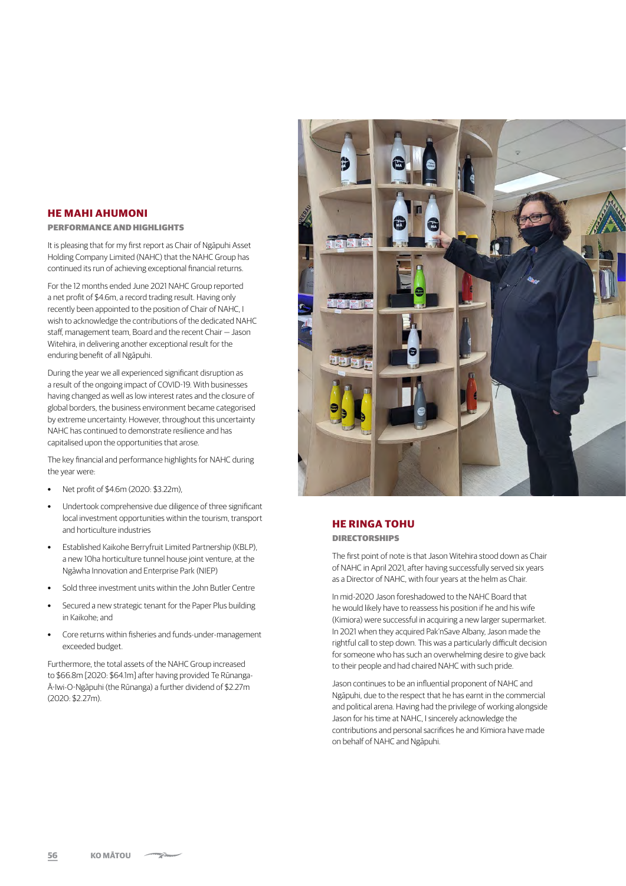## HE MAHI AHUMONI

### PERFORMANCE AND HIGHLIGHTS

It is pleasing that for my first report as Chair of Ngāpuhi Asset Holding Company Limited (NAHC) that the NAHC Group has continued its run of achieving exceptional financial returns.

For the 12 months ended June 2021 NAHC Group reported a net profit of $4.6m, a record trading result. Having only recently been appointed to the position of Chair of NAHC, I wish to acknowledge the contributions of the dedicated NAHC staff, management team, Board and the recent Chair – Jason Witehira, in delivering another exceptional result for the enduring benefit of all Ngāpuhi.

During the year we all experienced significant disruption as a result of the ongoing impact of COVID-19. With businesses having changed as well as low interest rates and the closure of global borders, the business environment became categorised by extreme uncertainty. However, throughout this uncertainty NAHC has continued to demonstrate resilience and has capitalised upon the opportunities that arose.

The key financial and performance highlights for NAHC during the year were:

- Net profit of $4.6m (2020: $3.22m),
- Undertook comprehensive due diligence of three significant local investment opportunities within the tourism, transport and horticulture industries
- Established Kaikohe Berryfruit Limited Partnership (KBLP), a new 10ha horticulture tunnel house joint venture, at the Ngāwha Innovation and Enterprise Park (NIEP)
- Sold three investment units within the John Butler Centre
- Secured a new strategic tenant for the Paper Plus building in Kaikohe; and
- Core returns within fisheries and funds-under-management exceeded budget.

Furthermore, the total assets of the NAHC Group increased to $66.8m [2020: $64.1m] after having provided Te Rūnanga-Ā-Iwi-O-Ngāpuhi (the Rūnanga) a further dividend of $2.27m (2020: $2.27m).

## HE RINGA TOHU

### DIRECTORSHIPS

The first point of note is that Jason Witehira stood down as Chair of NAHC in April 2021, after having successfully served six years as a Director of NAHC, with four years at the helm as Chair.

In mid-2020 Jason foreshadowed to the NAHC Board that he would likely have to reassess his position if he and his wife (Kimiora) were successful in acquiring a new larger supermarket. In 2021 when they acquired Pak'nSave Albany, Jason made the rightful call to step down. This was a particularly difficult decision for someone who has such an overwhelming desire to give back to their people and had chaired NAHC with such pride.

Jason continues to be an influential proponent of NAHC and Ngāpuhi, due to the respect that he has earnt in the commercial and political arena. Having had the privilege of working alongside Jason for his time at NAHC, I sincerely acknowledge the contributions and personal sacrifices he and Kimiora have made on behalf of NAHC and Ngāpuhi.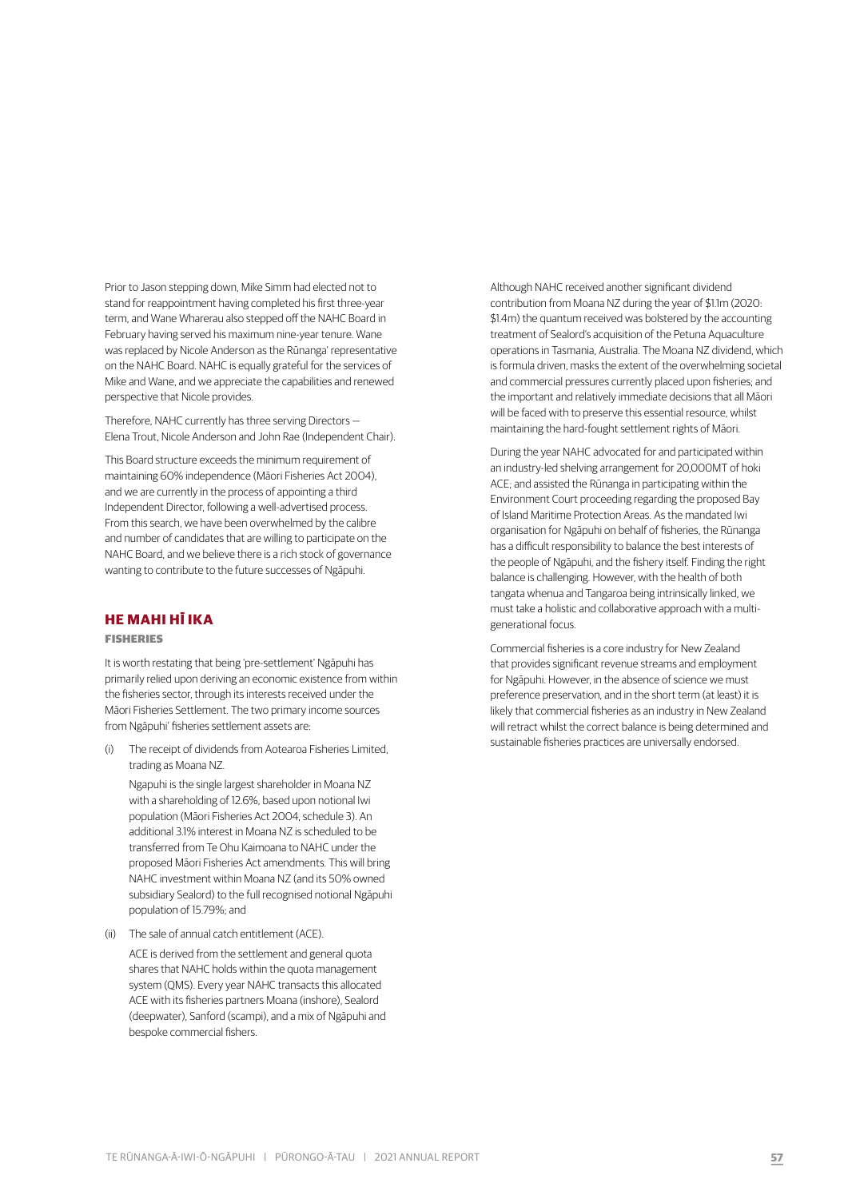Prior to Jason stepping down, Mike Simm had elected not to stand for reappointment having completed his first three-year term, and Wane Wharerau also stepped off the NAHC Board in February having served his maximum nine-year tenure. Wane was replaced by Nicole Anderson as the Rūnanga' representative on the NAHC Board. NAHC is equally grateful for the services of Mike and Wane, and we appreciate the capabilities and renewed perspective that Nicole provides.

Therefore, NAHC currently has three serving Directors – Elena Trout, Nicole Anderson and John Rae (Independent Chair).

This Board structure exceeds the minimum requirement of maintaining 60% independence (Māori Fisheries Act 2004), and we are currently in the process of appointing a third Independent Director, following a well-advertised process. From this search, we have been overwhelmed by the calibre and number of candidates that are willing to participate on the NAHC Board, and we believe there is a rich stock of governance wanting to contribute to the future successes of Ngāpuhi.

## HE MAHI HĪ IKA

### FISHERIES

It is worth restating that being 'pre-settlement' Ngāpuhi has primarily relied upon deriving an economic existence from within the fisheries sector, through its interests received under the Māori Fisheries Settlement. The two primary income sources from Ngāpuhi' fisheries settlement assets are:

(i) The receipt of dividends from Aotearoa Fisheries Limited, trading as Moana NZ.

   Ngapuhi is the single largest shareholder in Moana NZ with a shareholding of 12.6%, based upon notional Iwi population (Māori Fisheries Act 2004, schedule 3). An additional 3.1% interest in Moana NZ is scheduled to be transferred from Te Ohu Kaimoana to NAHC under the proposed Māori Fisheries Act amendments. This will bring NAHC investment within Moana NZ (and its 50% owned subsidiary Sealord) to the full recognised notional Ngāpuhi population of 15.79%; and

(ii) The sale of annual catch entitlement (ACE).

   ACE is derived from the settlement and general quota shares that NAHC holds within the quota management system (QMS). Every year NAHC transacts this allocated ACE with its fisheries partners Moana (inshore), Sealord (deepwater), Sanford (scampi), and a mix of Ngāpuhi and bespoke commercial fishers.

Although NAHC received another significant dividend contribution from Moana NZ during the year of $1.1m (2020: $1.4m) the quantum received was bolstered by the accounting treatment of Sealord's acquisition of the Petuna Aquaculture operations in Tasmania, Australia. The Moana NZ dividend, which is formula driven, masks the extent of the overwhelming societal and commercial pressures currently placed upon fisheries; and the important and relatively immediate decisions that all Māori will be faced with to preserve this essential resource, whilst maintaining the hard-fought settlement rights of Māori.

During the year NAHC advocated for and participated within an industry-led shelving arrangement for 20,000MT of hoki ACE; and assisted the Rūnanga in participating within the Environment Court proceeding regarding the proposed Bay of Island Maritime Protection Areas. As the mandated Iwi organisation for Ngāpuhi on behalf of fisheries, the Rūnanga has a difficult responsibility to balance the best interests of the people of Ngāpuhi, and the fishery itself. Finding the right balance is challenging. However, with the health of both tangata whenua and Tangaroa being intrinsically linked, we must take a holistic and collaborative approach with a multi-generational focus.

Commercial fisheries is a core industry for New Zealand that provides significant revenue streams and employment for Ngāpuhi. However, in the absence of science we must preference preservation, and in the short term (at least) it is likely that commercial fisheries as an industry in New Zealand will retract whilst the correct balance is being determined and sustainable fisheries practices are universally endorsed.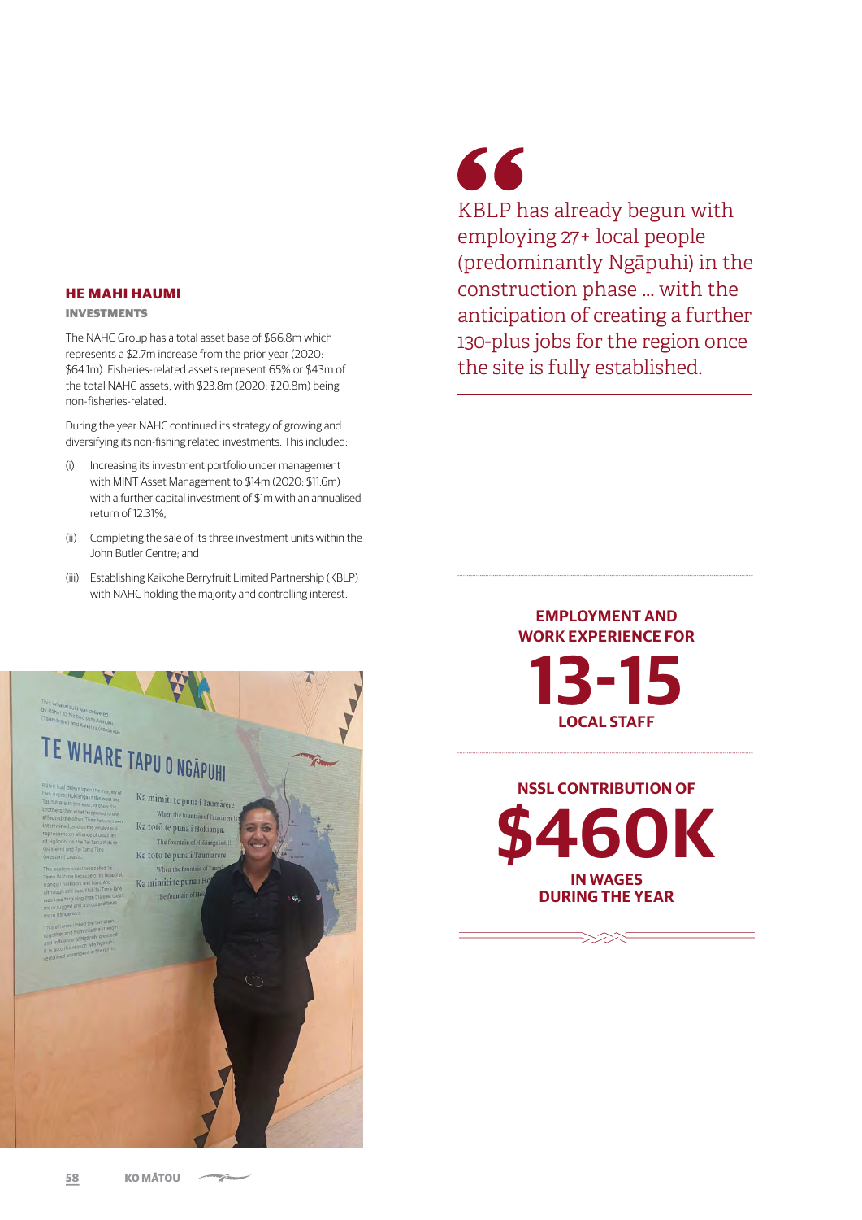## HE MAHI HAUMI

### INVESTMENTS

The NAHC Group has a total asset base of $66.8m which represents a $2.7m increase from the prior year (2020: $64.1m). Fisheries-related assets represent 65% or $43m of the total NAHC assets, with $23.8m (2020: $20.8m) being non-fisheries-related.

During the year NAHC continued its strategy of growing and diversifying its non-fishing related investments. This included:

(i) Increasing its investment portfolio under management with MINT Asset Management to $14m (2020: $11.6m) with a further capital investment of $1m with an annualised return of 12.31%,

(ii) Completing the sale of its three investment units within the John Butler Centre; and

(iii) Establishing Kaikohe Berryfruit Limited Partnership (KBLP) with NAHC holding the majority and controlling interest.

> KBLP has already begun with employing 27+ local people (predominantly Ngāpuhi) in the construction phase … with the anticipation of creating a further 130-plus jobs for the region once the site is fully established.

**EMPLOYMENT AND WORK EXPERIENCE FOR**
**13-15**
**LOCAL STAFF**

**NSSL CONTRIBUTION OF**
**$460K**
**IN WAGES DURING THE YEAR**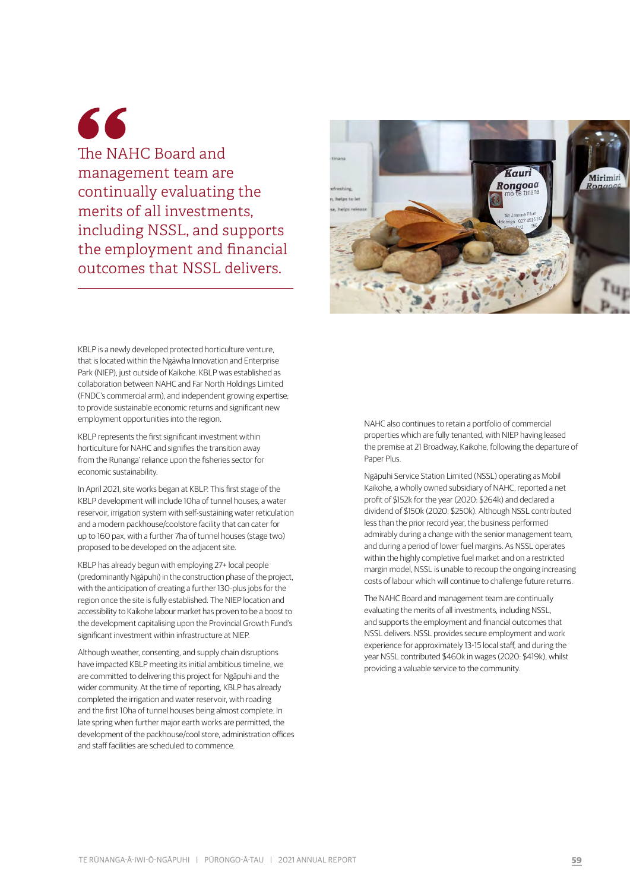> The NAHC Board and management team are continually evaluating the merits of all investments, including NSSL, and supports the employment and financial outcomes that NSSL delivers.

KBLP is a newly developed protected horticulture venture, that is located within the Ngāwha Innovation and Enterprise Park (NIEP), just outside of Kaikohe. KBLP was established as collaboration between NAHC and Far North Holdings Limited (FNDC's commercial arm), and independent growing expertise; to provide sustainable economic returns and significant new employment opportunities into the region.

KBLP represents the first significant investment within horticulture for NAHC and signifies the transition away from the Runanga' reliance upon the fisheries sector for economic sustainability.

In April 2021, site works began at KBLP. This first stage of the KBLP development will include 10ha of tunnel houses, a water reservoir, irrigation system with self-sustaining water reticulation and a modern packhouse/coolstore facility that can cater for up to 160 pax, with a further 7ha of tunnel houses (stage two) proposed to be developed on the adjacent site.

KBLP has already begun with employing 27+ local people (predominantly Ngāpuhi) in the construction phase of the project, with the anticipation of creating a further 130-plus jobs for the region once the site is fully established. The NIEP location and accessibility to Kaikohe labour market has proven to be a boost to the development capitalising upon the Provincial Growth Fund's significant investment within infrastructure at NIEP.

Although weather, consenting, and supply chain disruptions have impacted KBLP meeting its initial ambitious timeline, we are committed to delivering this project for Ngāpuhi and the wider community. At the time of reporting, KBLP has already completed the irrigation and water reservoir, with roading and the first 10ha of tunnel houses being almost complete. In late spring when further major earth works are permitted, the development of the packhouse/cool store, administration offices and staff facilities are scheduled to commence.

NAHC also continues to retain a portfolio of commercial properties which are fully tenanted, with NIEP having leased the premise at 21 Broadway, Kaikohe, following the departure of Paper Plus.

Ngāpuhi Service Station Limited (NSSL) operating as Mobil Kaikohe, a wholly owned subsidiary of NAHC, reported a net profit of $152k for the year (2020: $264k) and declared a dividend of $150k (2020: $250k). Although NSSL contributed less than the prior record year, the business performed admirably during a change with the senior management team, and during a period of lower fuel margins. As NSSL operates within the highly completive fuel market and on a restricted margin model, NSSL is unable to recoup the ongoing increasing costs of labour which will continue to challenge future returns.

The NAHC Board and management team are continually evaluating the merits of all investments, including NSSL, and supports the employment and financial outcomes that NSSL delivers. NSSL provides secure employment and work experience for approximately 13-15 local staff, and during the year NSSL contributed $460k in wages (2020: $419k), whilst providing a valuable service to the community.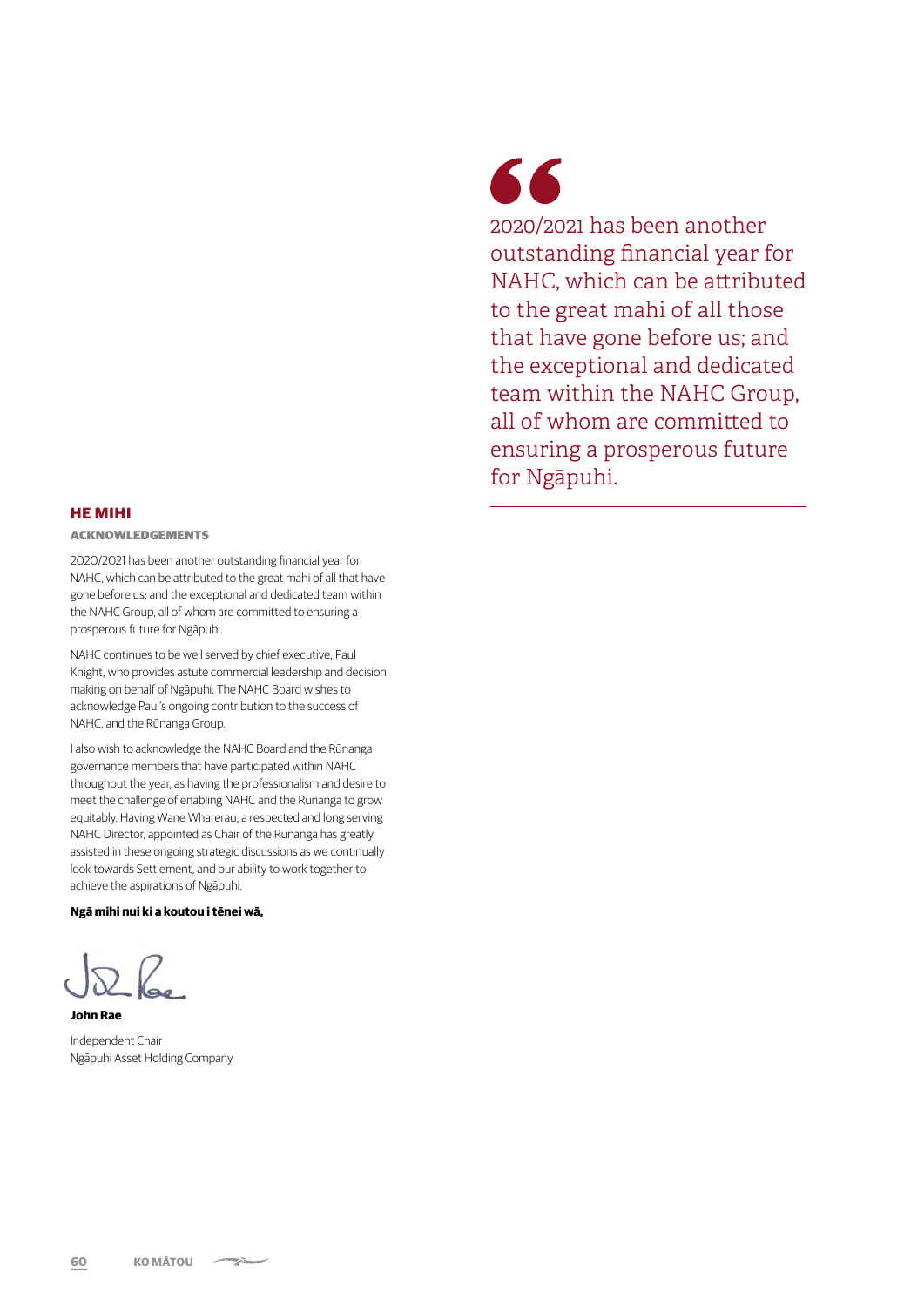> 2020/2021 has been another outstanding financial year for NAHC, which can be attributed to the great mahi of all those that have gone before us; and the exceptional and dedicated team within the NAHC Group, all of whom are committed to ensuring a prosperous future for Ngāpuhi.

## HE MIHI

### ACKNOWLEDGEMENTS

2020/2021 has been another outstanding financial year for NAHC, which can be attributed to the great mahi of all that have gone before us; and the exceptional and dedicated team within the NAHC Group, all of whom are committed to ensuring a prosperous future for Ngāpuhi.

NAHC continues to be well served by chief executive, Paul Knight, who provides astute commercial leadership and decision making on behalf of Ngāpuhi. The NAHC Board wishes to acknowledge Paul's ongoing contribution to the success of NAHC, and the Rūnanga Group.

I also wish to acknowledge the NAHC Board and the Rūnanga governance members that have participated within NAHC throughout the year, as having the professionalism and desire to meet the challenge of enabling NAHC and the Rūnanga to grow equitably. Having Wane Wharerau, a respected and long serving NAHC Director, appointed as Chair of the Rūnanga has greatly assisted in these ongoing strategic discussions as we continually look towards Settlement, and our ability to work together to achieve the aspirations of Ngāpuhi.

**Ngā mihi nui ki a koutou i tēnei wā,**

**John Rae**

Independent Chair
Ngāpuhi Asset Holding Company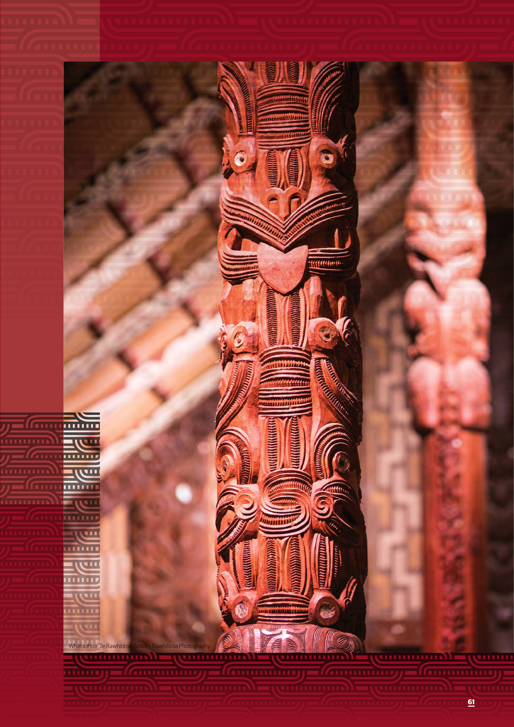Whakaahua: Te Rawhitiroa Bosch | Rawhitiroa Photography